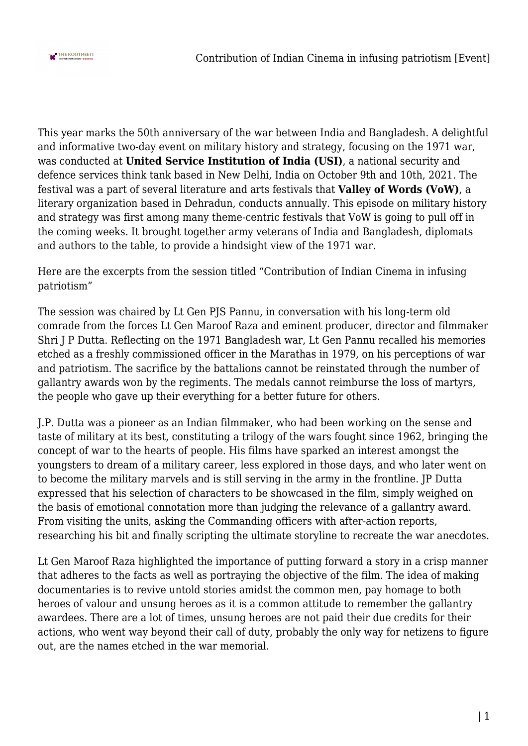This year marks the 50th anniversary of the war between India and Bangladesh. A delightful and informative two-day event on military history and strategy, focusing on the 1971 war, was conducted at **United Service Institution of India (USI)**, a national security and defence services think tank based in New Delhi, India on October 9th and 10th, 2021. The festival was a part of several literature and arts festivals that **Valley of Words (VoW)**, a literary organization based in Dehradun, conducts annually. This episode on military history and strategy was first among many theme-centric festivals that VoW is going to pull off in the coming weeks. It brought together army veterans of India and Bangladesh, diplomats and authors to the table, to provide a hindsight view of the 1971 war.

Here are the excerpts from the session titled "Contribution of Indian Cinema in infusing patriotism"

The session was chaired by Lt Gen PJS Pannu, in conversation with his long-term old comrade from the forces Lt Gen Maroof Raza and eminent producer, director and filmmaker Shri J P Dutta. Reflecting on the 1971 Bangladesh war, Lt Gen Pannu recalled his memories etched as a freshly commissioned officer in the Marathas in 1979, on his perceptions of war and patriotism. The sacrifice by the battalions cannot be reinstated through the number of gallantry awards won by the regiments. The medals cannot reimburse the loss of martyrs, the people who gave up their everything for a better future for others.

J.P. Dutta was a pioneer as an Indian filmmaker, who had been working on the sense and taste of military at its best, constituting a trilogy of the wars fought since 1962, bringing the concept of war to the hearts of people. His films have sparked an interest amongst the youngsters to dream of a military career, less explored in those days, and who later went on to become the military marvels and is still serving in the army in the frontline. JP Dutta expressed that his selection of characters to be showcased in the film, simply weighed on the basis of emotional connotation more than judging the relevance of a gallantry award. From visiting the units, asking the Commanding officers with after-action reports, researching his bit and finally scripting the ultimate storyline to recreate the war anecdotes.

Lt Gen Maroof Raza highlighted the importance of putting forward a story in a crisp manner that adheres to the facts as well as portraying the objective of the film. The idea of making documentaries is to revive untold stories amidst the common men, pay homage to both heroes of valour and unsung heroes as it is a common attitude to remember the gallantry awardees. There are a lot of times, unsung heroes are not paid their due credits for their actions, who went way beyond their call of duty, probably the only way for netizens to figure out, are the names etched in the war memorial.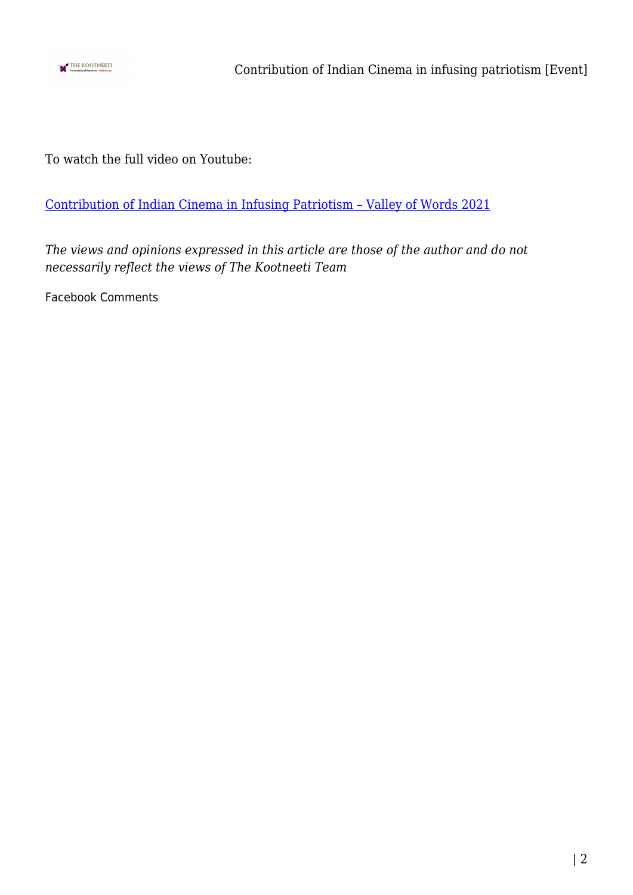To watch the full video on Youtube:

[Contribution of Indian Cinema in Infusing Patriotism – Valley of Words 2021]

*The views and opinions expressed in this article are those of the author and do not necessarily reflect the views of The Kootneeti Team*

Facebook Comments